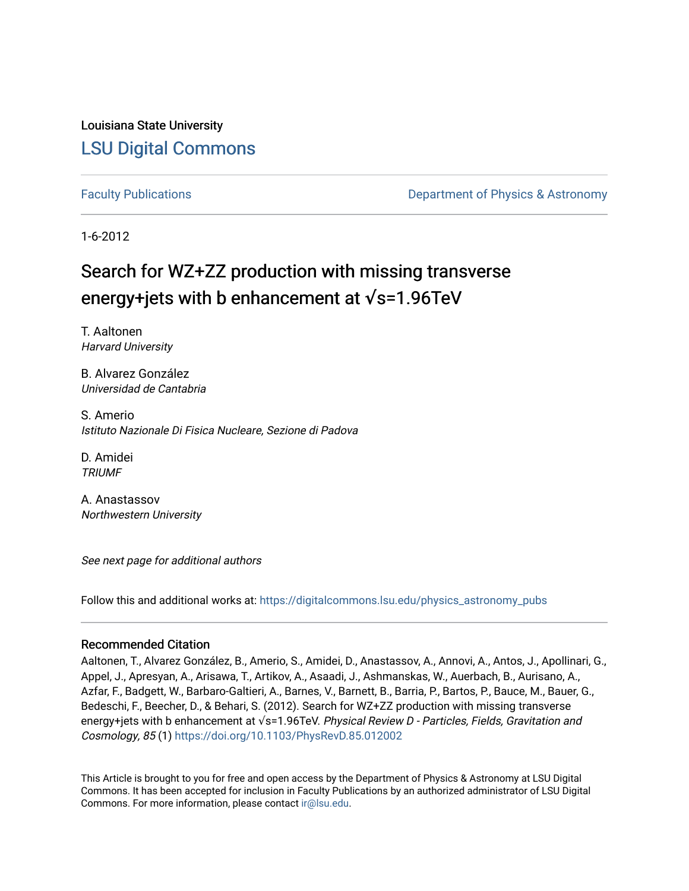Louisiana State University

# LSU Digital Commons

Faculty Publications | Department of Physics & Astronomy

1-6-2012

# Search for WZ+ZZ production with missing transverse energy+jets with b enhancement at √s=1.96TeV

T. Aaltonen
*Harvard University*

B. Alvarez González
*Universidad de Cantabria*

S. Amerio
*Istituto Nazionale Di Fisica Nucleare, Sezione di Padova*

D. Amidei
*TRIUMF*

A. Anastassov
*Northwestern University*

*See next page for additional authors*

Follow this and additional works at: https://digitalcommons.lsu.edu/physics_astronomy_pubs

## Recommended Citation

Aaltonen, T., Alvarez González, B., Amerio, S., Amidei, D., Anastassov, A., Annovi, A., Antos, J., Apollinari, G., Appel, J., Apresyan, A., Arisawa, T., Artikov, A., Asaadi, J., Ashmanskas, W., Auerbach, B., Aurisano, A., Azfar, F., Badgett, W., Barbaro-Galtieri, A., Barnes, V., Barnett, B., Barria, P., Bartos, P., Bauce, M., Bauer, G., Bedeschi, F., Beecher, D., & Behari, S. (2012). Search for WZ+ZZ production with missing transverse energy+jets with b enhancement at √s=1.96TeV. *Physical Review D - Particles, Fields, Gravitation and Cosmology, 85* (1) https://doi.org/10.1103/PhysRevD.85.012002

This Article is brought to you for free and open access by the Department of Physics & Astronomy at LSU Digital Commons. It has been accepted for inclusion in Faculty Publications by an authorized administrator of LSU Digital Commons. For more information, please contact ir@lsu.edu.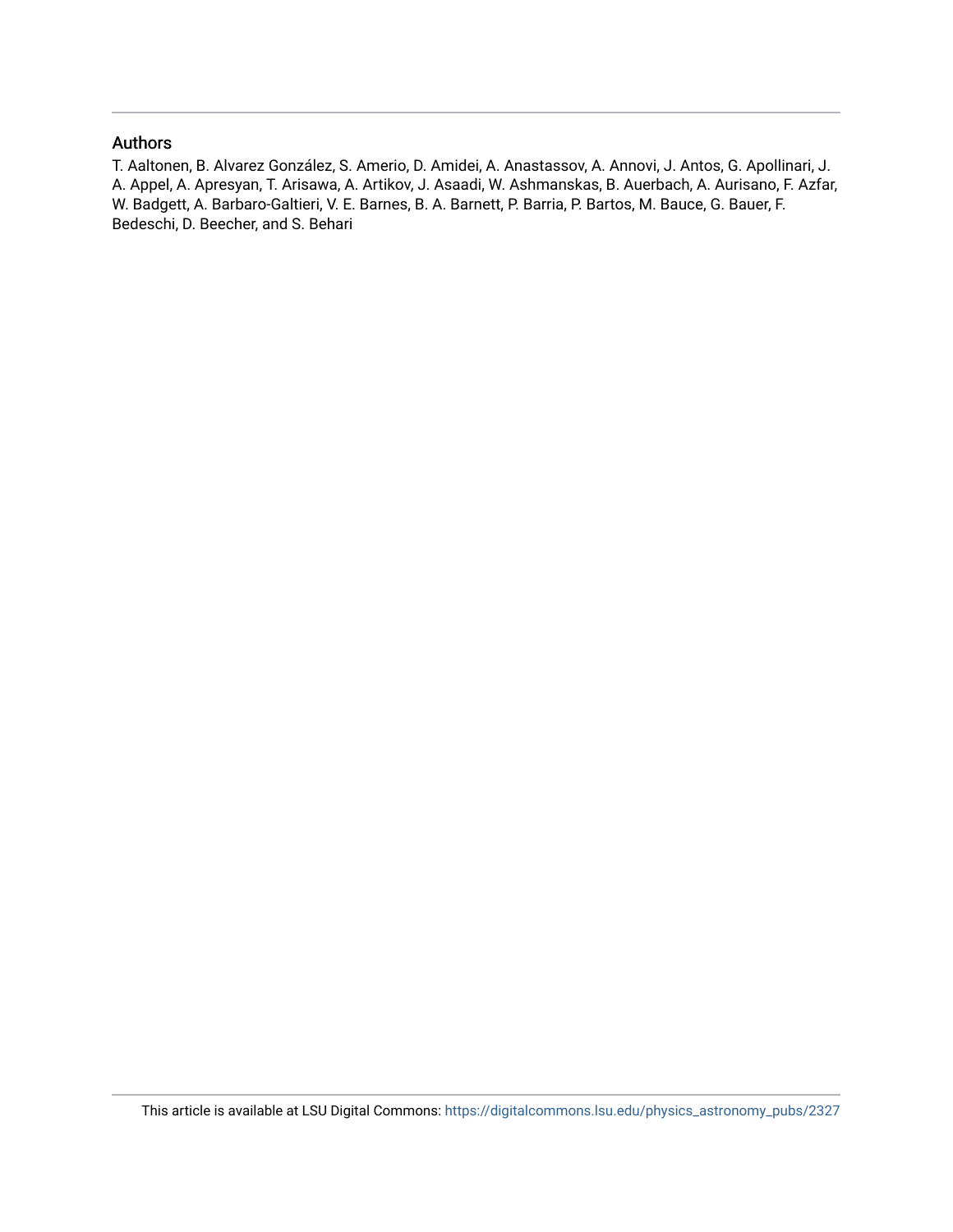## Authors

T. Aaltonen, B. Alvarez González, S. Amerio, D. Amidei, A. Anastassov, A. Annovi, J. Antos, G. Apollinari, J. A. Appel, A. Apresyan, T. Arisawa, A. Artikov, J. Asaadi, W. Ashmanskas, B. Auerbach, A. Aurisano, F. Azfar, W. Badgett, A. Barbaro-Galtieri, V. E. Barnes, B. A. Barnett, P. Barria, P. Bartos, M. Bauce, G. Bauer, F. Bedeschi, D. Beecher, and S. Behari

This article is available at LSU Digital Commons: https://digitalcommons.lsu.edu/physics_astronomy_pubs/2327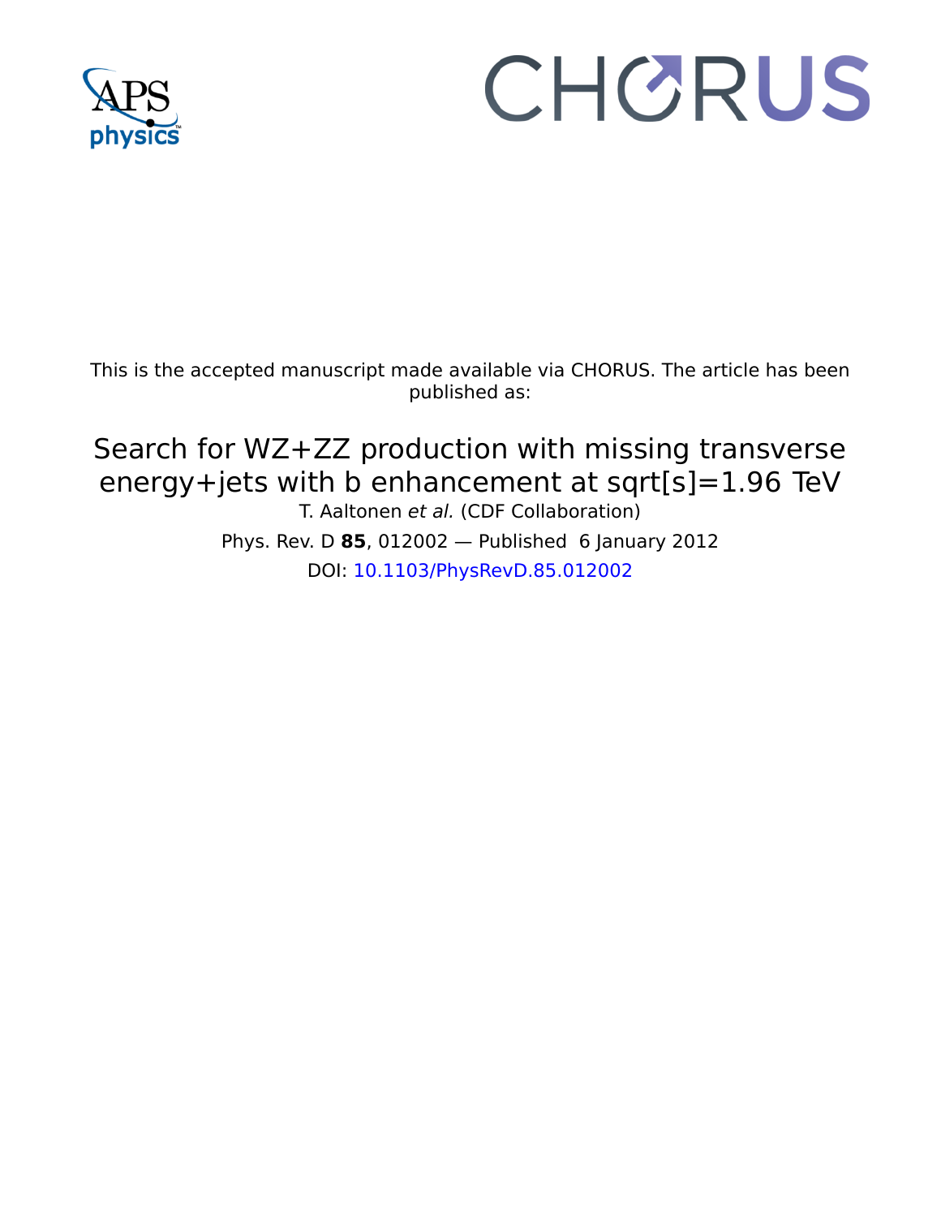This is the accepted manuscript made available via CHORUS. The article has been published as:

# Search for WZ+ZZ production with missing transverse energy+jets with b enhancement at sqrt[s]=1.96 TeV

T. Aaltonen *et al.* (CDF Collaboration)

Phys. Rev. D **85**, 012002 — Published 6 January 2012

DOI: 10.1103/PhysRevD.85.012002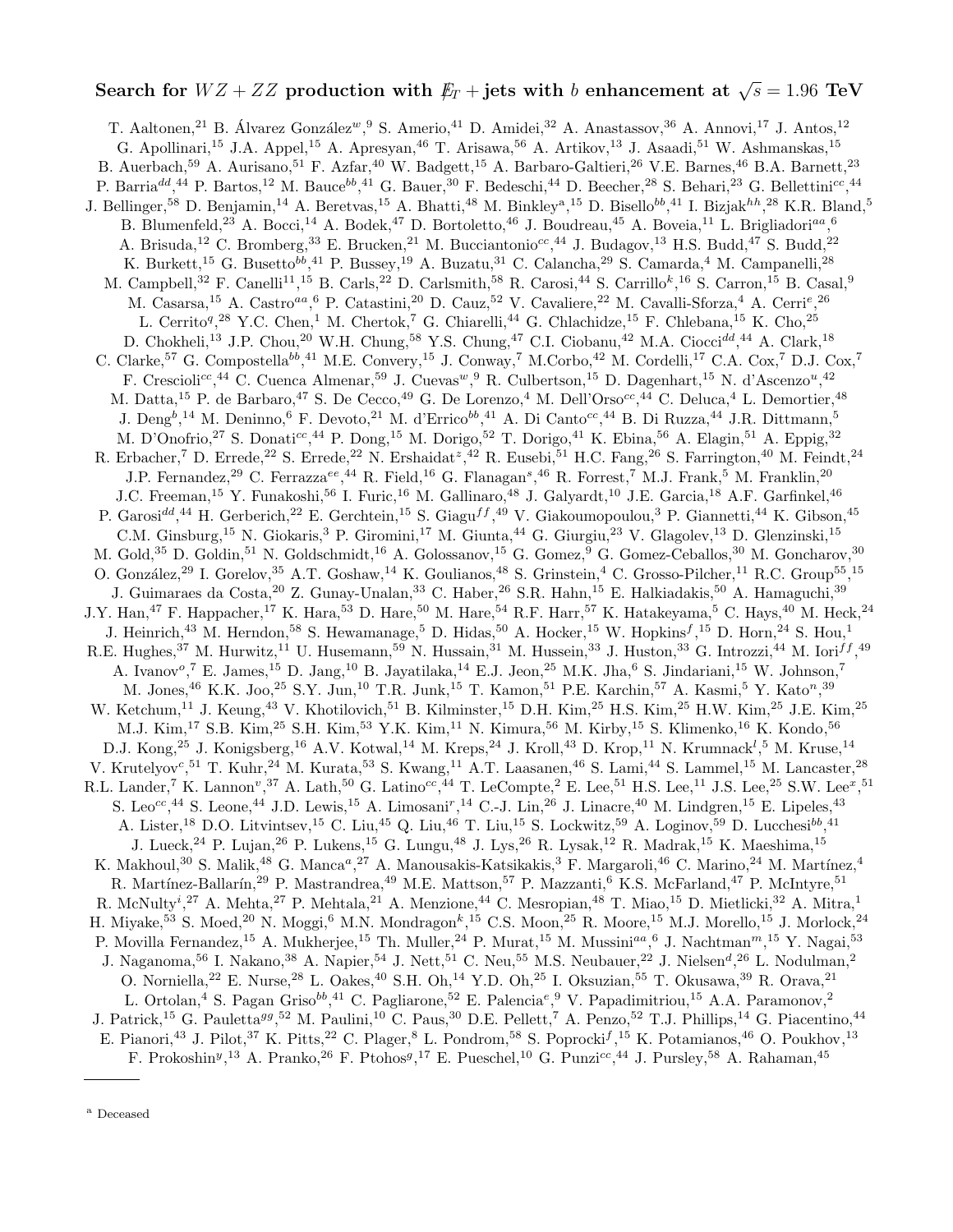# Search for $WZ+ZZ$ production with $\not\!\!E_T$ + jets with $b$ enhancement at $\sqrt{s}=1.96$ TeV

T. Aaltonen,[21] B. Álvarez González[w],[9] S. Amerio,[41] D. Amidei,[32] A. Anastassov,[36] A. Annovi,[17] J. Antos,[12] G. Apollinari,[15] J.A. Appel,[15] A. Apresyan,[46] T. Arisawa,[56] A. Artikov,[13] J. Asaadi,[51] W. Ashmanskas,[15] B. Auerbach,[59] A. Aurisano,[51] F. Azfar,[40] W. Badgett,[15] A. Barbaro-Galtieri,[26] V.E. Barnes,[46] B.A. Barnett,[23] P. Barria[dd],[44] P. Bartos,[12] M. Bauce[bb],[41] G. Bauer,[30] F. Bedeschi,[44] D. Beecher,[28] S. Behari,[23] G. Bellettini[cc],[44] J. Bellinger,[58] D. Benjamin,[14] A. Beretvas,[15] A. Bhatti,[48] M. Binkley[a],[15] D. Bisello[bb],[41] I. Bizjak[hh],[28] K.R. Bland,[5] B. Blumenfeld,[23] A. Bocci,[14] A. Bodek,[47] D. Bortoletto,[46] J. Boudreau,[45] A. Boveia,[11] L. Brigliadori[aa],[6] A. Brisuda,[12] C. Bromberg,[33] E. Brucken,[21] M. Bucciantonio[cc],[44] J. Budagov,[13] H.S. Budd,[47] S. Budd,[22] K. Burkett,[15] G. Busetto[bb],[41] P. Bussey,[19] A. Buzatu,[31] C. Calancha,[29] S. Camarda,[4] M. Campanelli,[28] M. Campbell,[32] F. Canelli[11],[15] B. Carls,[22] D. Carlsmith,[58] R. Carosi,[44] S. Carrillo[k],[16] S. Carron,[15] B. Casal,[9] M. Casarsa,[15] A. Castro[aa],[6] P. Catastini,[20] D. Cauz,[52] V. Cavaliere,[22] M. Cavalli-Sforza,[4] A. Cerri[e],[26] L. Cerrito[q],[28] Y.C. Chen,[1] M. Chertok,[7] G. Chiarelli,[44] G. Chlachidze,[15] F. Chlebana,[15] K. Cho,[25] D. Chokheli,[13] J.P. Chou,[20] W.H. Chung,[58] Y.S. Chung,[47] C.I. Ciobanu,[42] M.A. Ciocci[dd],[44] A. Clark,[18] C. Clarke,[57] G. Compostella[bb],[41] M.E. Convery,[15] J. Conway,[7] M.Corbo,[42] M. Cordelli,[17] C.A. Cox,[7] D.J. Cox,[7] F. Crescioli[cc],[44] C. Cuenca Almenar,[59] J. Cuevas[w],[9] R. Culbertson,[15] D. Dagenhart,[15] N. d'Ascenzo[u],[42] M. Datta,[15] P. de Barbaro,[47] S. De Cecco,[49] G. De Lorenzo,[4] M. Dell'Orso[cc],[44] C. Deluca,[4] L. Demortier,[48] J. Deng[b],[14] M. Deninno,[6] F. Devoto,[21] M. d'Errico[bb],[41] A. Di Canto[cc],[44] B. Di Ruzza,[44] J.R. Dittmann,[5] M. D'Onofrio,[27] S. Donati[cc],[44] P. Dong,[15] M. Dorigo,[52] T. Dorigo,[41] K. Ebina,[56] A. Elagin,[51] A. Eppig,[32] R. Erbacher,[7] D. Errede,[22] S. Errede,[22] N. Ershaidat[z],[42] R. Eusebi,[51] H.C. Fang,[26] S. Farrington,[40] M. Feindt,[24] J.P. Fernandez,[29] C. Ferrazza[ee],[44] R. Field,[16] G. Flanagan[s],[46] R. Forrest,[7] M.J. Frank,[5] M. Franklin,[20] J.C. Freeman,[15] Y. Funakoshi,[56] I. Furic,[16] M. Gallinaro,[48] J. Galyardt,[10] J.E. Garcia,[18] A.F. Garfinkel,[46] P. Garosi[dd],[44] H. Gerberich,[22] E. Gerchtein,[15] S. Giagu[ff],[49] V. Giakoumopoulou,[3] P. Giannetti,[44] K. Gibson,[45] C.M. Ginsburg,[15] N. Giokaris,[3] P. Giromini,[17] M. Giunta,[44] G. Giurgiu,[23] V. Glagolev,[13] D. Glenzinski,[15] M. Gold,[35] D. Goldin,[51] N. Goldschmidt,[16] A. Golossanov,[15] G. Gomez,[9] G. Gomez-Ceballos,[30] M. Goncharov,[30] O. González,[29] I. Gorelov,[35] A.T. Goshaw,[14] K. Goulianos,[48] S. Grinstein,[4] C. Grosso-Pilcher,[11] R.C. Group[55],[15] J. Guimaraes da Costa,[20] Z. Gunay-Unalan,[33] C. Haber,[26] S.R. Hahn,[15] E. Halkiadakis,[50] A. Hamaguchi,[39] J.Y. Han,[47] F. Happacher,[17] K. Hara,[53] D. Hare,[50] M. Hare,[54] R.F. Harr,[57] K. Hatakeyama,[5] C. Hays,[40] M. Heck,[24] J. Heinrich,[43] M. Herndon,[58] S. Hewamanage,[5] D. Hidas,[50] A. Hocker,[15] W. Hopkins[f],[15] D. Horn,[24] S. Hou,[1] R.E. Hughes,[37] M. Hurwitz,[11] U. Husemann,[59] N. Hussain,[31] M. Hussein,[33] J. Huston,[33] G. Introzzi,[44] M. Iori[ff],[49] A. Ivanov[o],[7] E. James,[15] D. Jang,[10] B. Jayatilaka,[14] E.J. Jeon,[25] M.K. Jha,[6] S. Jindariani,[15] W. Johnson,[7] M. Jones,[46] K.K. Joo,[25] S.Y. Jun,[10] T.R. Junk,[15] T. Kamon,[51] P.E. Karchin,[57] A. Kasmi,[5] Y. Kato[n],[39] W. Ketchum,[11] J. Keung,[43] V. Khotilovich,[51] B. Kilminster,[15] D.H. Kim,[25] H.S. Kim,[25] H.W. Kim,[25] J.E. Kim,[25] M.J. Kim,[17] S.B. Kim,[25] S.H. Kim,[53] Y.K. Kim,[11] N. Kimura,[56] M. Kirby,[15] S. Klimenko,[16] K. Kondo,[56] D.J. Kong,[25] J. Konigsberg,[16] A.V. Kotwal,[14] M. Kreps,[24] J. Kroll,[43] D. Krop,[11] N. Krumnack[l],[5] M. Kruse,[14] V. Krutelyov[c],[51] T. Kuhr,[24] M. Kurata,[53] S. Kwang,[11] A.T. Laasanen,[46] S. Lami,[44] S. Lammel,[15] M. Lancaster,[28] R.L. Lander,[7] K. Lannon[v],[37] A. Lath,[50] G. Latino[cc],[44] T. LeCompte,[2] E. Lee,[51] H.S. Lee,[11] J.S. Lee,[25] S.W. Lee[x],[51] S. Leo[cc],[44] S. Leone,[44] J.D. Lewis,[15] A. Limosani[r],[14] C.-J. Lin,[26] J. Linacre,[40] M. Lindgren,[15] E. Lipeles,[43] A. Lister,[18] D.O. Litvintsev,[15] C. Liu,[45] Q. Liu,[46] T. Liu,[15] S. Lockwitz,[59] A. Loginov,[59] D. Lucchesi[bb],[41] J. Lueck,[24] P. Lujan,[26] P. Lukens,[15] G. Lungu,[48] J. Lys,[26] R. Lysak,[12] R. Madrak,[15] K. Maeshima,[15] K. Makhoul,[30] S. Malik,[48] G. Manca[a],[27] A. Manousakis-Katsikakis,[3] F. Margaroli,[46] C. Marino,[24] M. Martínez,[4] R. Martínez-Ballarín,[29] P. Mastrandrea,[49] M.E. Mattson,[57] P. Mazzanti,[6] K.S. McFarland,[47] P. McIntyre,[51] R. McNulty[i],[27] A. Mehta,[27] P. Mehtala,[21] A. Menzione,[44] C. Mesropian,[48] T. Miao,[15] D. Mietlicki,[32] A. Mitra,[1] H. Miyake,[53] S. Moed,[20] N. Moggi,[6] M.N. Mondragon[k],[15] C.S. Moon,[25] R. Moore,[15] M.J. Morello,[15] J. Morlock,[24] P. Movilla Fernandez,[15] A. Mukherjee,[15] Th. Muller,[24] P. Murat,[15] M. Mussini[aa],[6] J. Nachtman[m],[15] Y. Nagai,[53] J. Naganoma,[56] I. Nakano,[38] A. Napier,[54] J. Nett,[51] C. Neu,[55] M.S. Neubauer,[22] J. Nielsen[d],[26] L. Nodulman,[2] O. Norniella,[22] E. Nurse,[28] L. Oakes,[40] S.H. Oh,[14] Y.D. Oh,[25] I. Oksuzian,[55] T. Okusawa,[39] R. Orava,[21] L. Ortolan,[4] S. Pagan Griso[bb],[41] C. Pagliarone,[52] E. Palencia[e],[9] V. Papadimitriou,[15] A.A. Paramonov,[2] J. Patrick,[15] G. Pauletta[gg],[52] M. Paulini,[10] C. Paus,[30] D.E. Pellett,[7] A. Penzo,[52] T.J. Phillips,[14] G. Piacentino,[44] E. Pianori,[43] J. Pilot,[37] K. Pitts,[22] C. Plager,[8] L. Pondrom,[58] S. Poprocki[f],[15] K. Potamianos,[46] O. Poukhov,[13] F. Prokoshin[y],[13] A. Pranko,[26] F. Ptohos[g],[17] E. Pueschel,[10] G. Punzi[cc],[44] J. Pursley,[58] A. Rahaman,[45]

---

[a] Deceased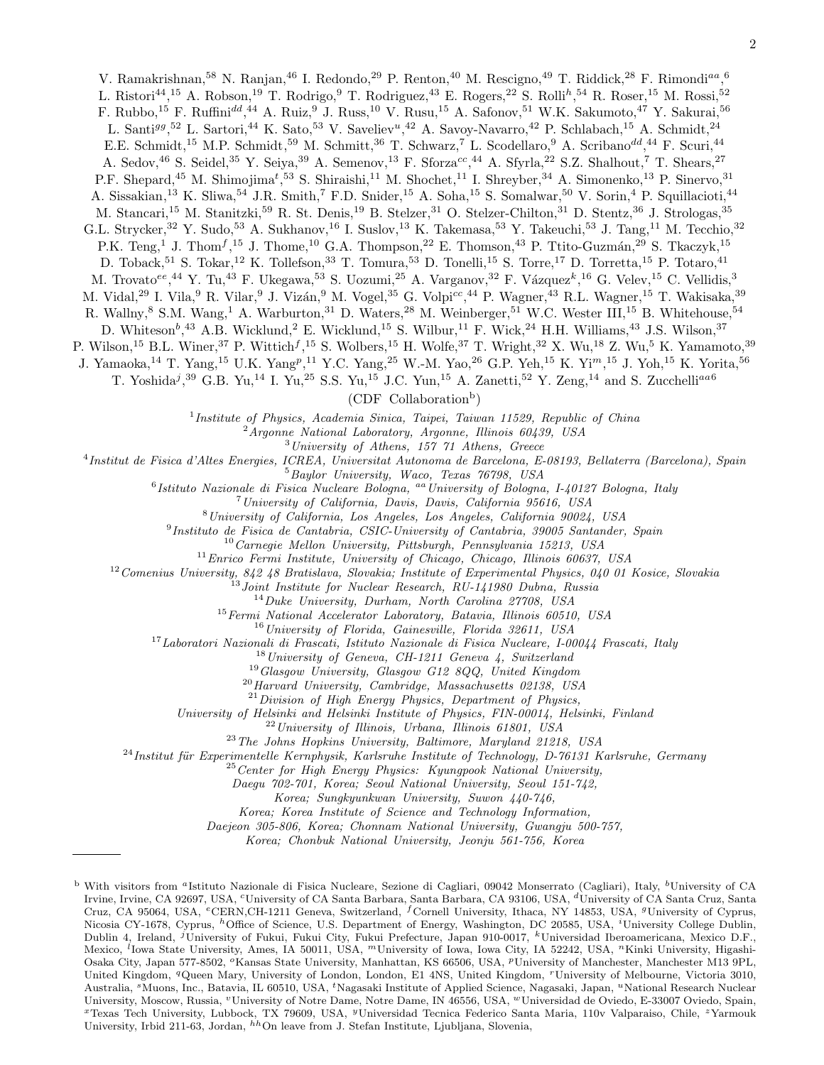V. Ramakrishnan,[58] N. Ranjan,[46] I. Redondo,[29] P. Renton,[40] M. Rescigno,[49] T. Riddick,[28] F. Rimondi[aa],[6] L. Ristori[44],[15] A. Robson,[19] T. Rodrigo,[9] T. Rodriguez,[43] E. Rogers,[22] S. Rolli[h],[54] R. Roser,[15] M. Rossi,[52] F. Rubbo,[15] F. Ruffini[dd],[44] A. Ruiz,[9] J. Russ,[10] V. Rusu,[15] A. Safonov,[51] W.K. Sakumoto,[47] Y. Sakurai,[56] L. Santi[gg],[52] L. Sartori,[44] K. Sato,[53] V. Saveliev[u],[42] A. Savoy-Navarro,[42] P. Schlabach,[15] A. Schmidt,[24] E.E. Schmidt,[15] M.P. Schmidt,[59] M. Schmitt,[36] T. Schwarz,[7] L. Scodellaro,[9] A. Scribano[dd],[44] F. Scuri,[44] A. Sedov,[46] S. Seidel,[35] Y. Seiya,[39] A. Semenov,[13] F. Sforza[cc],[44] A. Sfyrla,[22] S.Z. Shalhout,[7] T. Shears,[27] P.F. Shepard,[45] M. Shimojima[t],[53] S. Shiraishi,[11] M. Shochet,[11] I. Shreyber,[34] A. Simonenko,[13] P. Sinervo,[31] A. Sissakian,[13] K. Sliwa,[54] J.R. Smith,[7] F.D. Snider,[15] A. Soha,[15] S. Somalwar,[50] V. Sorin,[4] P. Squillacioti,[44] M. Stancari,[15] M. Stanitzki,[59] R. St. Denis,[19] B. Stelzer,[31] O. Stelzer-Chilton,[31] D. Stentz,[36] J. Strologas,[35] G.L. Strycker,[32] Y. Sudo,[53] A. Sukhanov,[16] I. Suslov,[13] K. Takemasa,[53] Y. Takeuchi,[53] J. Tang,[11] M. Tecchio,[32] P.K. Teng,[1] J. Thom[f],[15] J. Thome,[10] G.A. Thompson,[22] E. Thomson,[43] P. Ttito-Guzmán,[29] S. Tkaczyk,[15] D. Toback,[51] S. Tokar,[12] K. Tollefson,[33] T. Tomura,[53] D. Tonelli,[15] S. Torre,[17] D. Torretta,[15] P. Totaro,[41] M. Trovato[ee],[44] Y. Tu,[43] F. Ukegawa,[53] S. Uozumi,[25] A. Varganov,[32] F. Vázquez[k],[16] G. Velev,[15] C. Vellidis,[3] M. Vidal,[29] I. Vila,[9] R. Vilar,[9] J. Vizán,[9] M. Vogel,[35] G. Volpi[cc],[44] P. Wagner,[43] R.L. Wagner,[15] T. Wakisaka,[39] R. Wallny,[8] S.M. Wang,[1] A. Warburton,[31] D. Waters,[28] M. Weinberger,[51] W.C. Wester III,[15] B. Whitehouse,[54] D. Whiteson[b],[43] A.B. Wicklund,[2] E. Wicklund,[15] S. Wilbur,[11] F. Wick,[24] H.H. Williams,[43] J.S. Wilson,[37] P. Wilson,[15] B.L. Winer,[37] P. Wittich[f],[15] S. Wolbers,[15] H. Wolfe,[37] T. Wright,[32] X. Wu,[18] Z. Wu,[5] K. Yamamoto,[39] J. Yamaoka,[14] T. Yang,[15] U.K. Yang[p],[11] Y.C. Yang,[25] W.-M. Yao,[26] G.P. Yeh,[15] K. Yi[m],[15] J. Yoh,[15] K. Yorita,[56] T. Yoshida[j],[39] G.B. Yu,[14] I. Yu,[25] S.S. Yu,[15] J.C. Yun,[15] A. Zanetti,[52] Y. Zeng,[14] and S. Zucchelli[aa][6]

(CDF Collaboration[b])

[1]*Institute of Physics, Academia Sinica, Taipei, Taiwan 11529, Republic of China*
[2]*Argonne National Laboratory, Argonne, Illinois 60439, USA*
[3]*University of Athens, 157 71 Athens, Greece*
[4]*Institut de Fisica d'Altes Energies, ICREA, Universitat Autonoma de Barcelona, E-08193, Bellaterra (Barcelona), Spain*
[5]*Baylor University, Waco, Texas 76798, USA*
[6]*Istituto Nazionale di Fisica Nucleare Bologna, [aa]University of Bologna, I-40127 Bologna, Italy*
[7]*University of California, Davis, Davis, California 95616, USA*
[8]*University of California, Los Angeles, Los Angeles, California 90024, USA*
[9]*Instituto de Fisica de Cantabria, CSIC-University of Cantabria, 39005 Santander, Spain*
[10]*Carnegie Mellon University, Pittsburgh, Pennsylvania 15213, USA*
[11]*Enrico Fermi Institute, University of Chicago, Chicago, Illinois 60637, USA*
[12]*Comenius University, 842 48 Bratislava, Slovakia; Institute of Experimental Physics, 040 01 Kosice, Slovakia*
[13]*Joint Institute for Nuclear Research, RU-141980 Dubna, Russia*
[14]*Duke University, Durham, North Carolina 27708, USA*
[15]*Fermi National Accelerator Laboratory, Batavia, Illinois 60510, USA*
[16]*University of Florida, Gainesville, Florida 32611, USA*
[17]*Laboratori Nazionali di Frascati, Istituto Nazionale di Fisica Nucleare, I-00044 Frascati, Italy*
[18]*University of Geneva, CH-1211 Geneva 4, Switzerland*
[19]*Glasgow University, Glasgow G12 8QQ, United Kingdom*
[20]*Harvard University, Cambridge, Massachusetts 02138, USA*
[21]*Division of High Energy Physics, Department of Physics, University of Helsinki and Helsinki Institute of Physics, FIN-00014, Helsinki, Finland*
[22]*University of Illinois, Urbana, Illinois 61801, USA*
[23]*The Johns Hopkins University, Baltimore, Maryland 21218, USA*
[24]*Institut für Experimentelle Kernphysik, Karlsruhe Institute of Technology, D-76131 Karlsruhe, Germany*
[25]*Center for High Energy Physics: Kyungpook National University, Daegu 702-701, Korea; Seoul National University, Seoul 151-742, Korea; Sungkyunkwan University, Suwon 440-746, Korea; Korea Institute of Science and Technology Information, Daejeon 305-806, Korea; Chonnam National University, Gwangju 500-757, Korea; Chonbuk National University, Jeonju 561-756, Korea*

---

[b] With visitors from [a]Istituto Nazionale di Fisica Nucleare, Sezione di Cagliari, 09042 Monserrato (Cagliari), Italy, [b]University of CA Irvine, Irvine, CA 92697, USA, [c]University of CA Santa Barbara, Santa Barbara, CA 93106, USA, [d]University of CA Santa Cruz, Santa Cruz, CA 95064, USA, [e]CERN,CH-1211 Geneva, Switzerland, [f]Cornell University, Ithaca, NY 14853, USA, [g]University of Cyprus, Nicosia CY-1678, Cyprus, [h]Office of Science, U.S. Department of Energy, Washington, DC 20585, USA, [i]University College Dublin, Dublin 4, Ireland, [j]University of Fukui, Fukui City, Fukui Prefecture, Japan 910-0017, [k]Universidad Iberoamericana, Mexico D.F., Mexico, [l]Iowa State University, Ames, IA 50011, USA, [m]University of Iowa, Iowa City, IA 52242, USA, [n]Kinki University, Higashi-Osaka City, Japan 577-8502, [o]Kansas State University, Manhattan, KS 66506, USA, [p]University of Manchester, Manchester M13 9PL, United Kingdom, [q]Queen Mary, University of London, London, E1 4NS, United Kingdom, [r]University of Melbourne, Victoria 3010, Australia, [s]Muons, Inc., Batavia, IL 60510, USA, [t]Nagasaki Institute of Applied Science, Nagasaki, Japan, [u]National Research Nuclear University, Moscow, Russia, [v]University of Notre Dame, Notre Dame, IN 46556, USA, [w]Universidad de Oviedo, E-33007 Oviedo, Spain, [x]Texas Tech University, Lubbock, TX 79609, USA, [y]Universidad Tecnica Federico Santa Maria, 110v Valparaiso, Chile, [z]Yarmouk University, Irbid 211-63, Jordan, [hh]On leave from J. Stefan Institute, Ljubljana, Slovenia,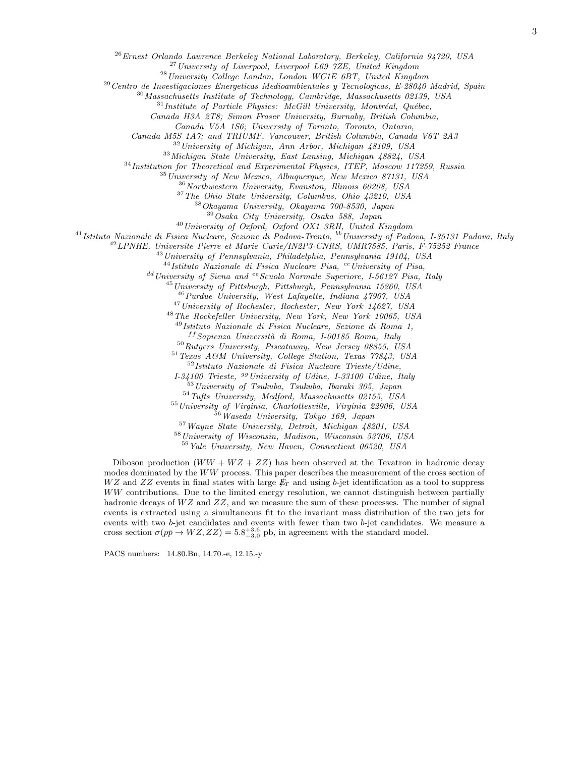[26]Ernest Orlando Lawrence Berkeley National Laboratory, Berkeley, California 94720, USA
[27]University of Liverpool, Liverpool L69 7ZE, United Kingdom
[28]University College London, London WC1E 6BT, United Kingdom
[29]Centro de Investigaciones Energeticas Medioambientales y Tecnologicas, E-28040 Madrid, Spain
[30]Massachusetts Institute of Technology, Cambridge, Massachusetts 02139, USA
[31]Institute of Particle Physics: McGill University, Montréal, Québec, Canada H3A 2T8; Simon Fraser University, Burnaby, British Columbia, Canada V5A 1S6; University of Toronto, Toronto, Ontario, Canada M5S 1A7; and TRIUMF, Vancouver, British Columbia, Canada V6T 2A3
[32]University of Michigan, Ann Arbor, Michigan 48109, USA
[33]Michigan State University, East Lansing, Michigan 48824, USA
[34]Institution for Theoretical and Experimental Physics, ITEP, Moscow 117259, Russia
[35]University of New Mexico, Albuquerque, New Mexico 87131, USA
[36]Northwestern University, Evanston, Illinois 60208, USA
[37]The Ohio State University, Columbus, Ohio 43210, USA
[38]Okayama University, Okayama 700-8530, Japan
[39]Osaka City University, Osaka 588, Japan
[40]University of Oxford, Oxford OX1 3RH, United Kingdom
[41]Istituto Nazionale di Fisica Nucleare, Sezione di Padova-Trento, [bb]University of Padova, I-35131 Padova, Italy
[42]LPNHE, Universite Pierre et Marie Curie/IN2P3-CNRS, UMR7585, Paris, F-75252 France
[43]University of Pennsylvania, Philadelphia, Pennsylvania 19104, USA
[44]Istituto Nazionale di Fisica Nucleare Pisa, [cc]University of Pisa, [dd]University of Siena and [ee]Scuola Normale Superiore, I-56127 Pisa, Italy
[45]University of Pittsburgh, Pittsburgh, Pennsylvania 15260, USA
[46]Purdue University, West Lafayette, Indiana 47907, USA
[47]University of Rochester, Rochester, New York 14627, USA
[48]The Rockefeller University, New York, New York 10065, USA
[49]Istituto Nazionale di Fisica Nucleare, Sezione di Roma 1, [ff]Sapienza Università di Roma, I-00185 Roma, Italy
[50]Rutgers University, Piscataway, New Jersey 08855, USA
[51]Texas A&M University, College Station, Texas 77843, USA
[52]Istituto Nazionale di Fisica Nucleare Trieste/Udine, I-34100 Trieste, [gg]University of Udine, I-33100 Udine, Italy
[53]University of Tsukuba, Tsukuba, Ibaraki 305, Japan
[54]Tufts University, Medford, Massachusetts 02155, USA
[55]University of Virginia, Charlottesville, Virginia 22906, USA
[56]Waseda University, Tokyo 169, Japan
[57]Wayne State University, Detroit, Michigan 48201, USA
[58]University of Wisconsin, Madison, Wisconsin 53706, USA
[59]Yale University, New Haven, Connecticut 06520, USA

Diboson production ($WW + WZ + ZZ$) has been observed at the Tevatron in hadronic decay modes dominated by the $WW$ process. This paper describes the measurement of the cross section of $WZ$ and $ZZ$ events in final states with large $\not\!\!E_T$ and using $b$-jet identification as a tool to suppress $WW$ contributions. Due to the limited energy resolution, we cannot distinguish between partially hadronic decays of $WZ$ and $ZZ$, and we measure the sum of these processes. The number of signal events is extracted using a simultaneous fit to the invariant mass distribution of the two jets for events with two $b$-jet candidates and events with fewer than two $b$-jet candidates. We measure a cross section $\sigma(p\bar{p} \rightarrow WZ, ZZ) = 5.8^{+3.6}_{-3.0}$ pb, in agreement with the standard model.

PACS numbers: 14.80.Bn, 14.70.-e, 12.15.-y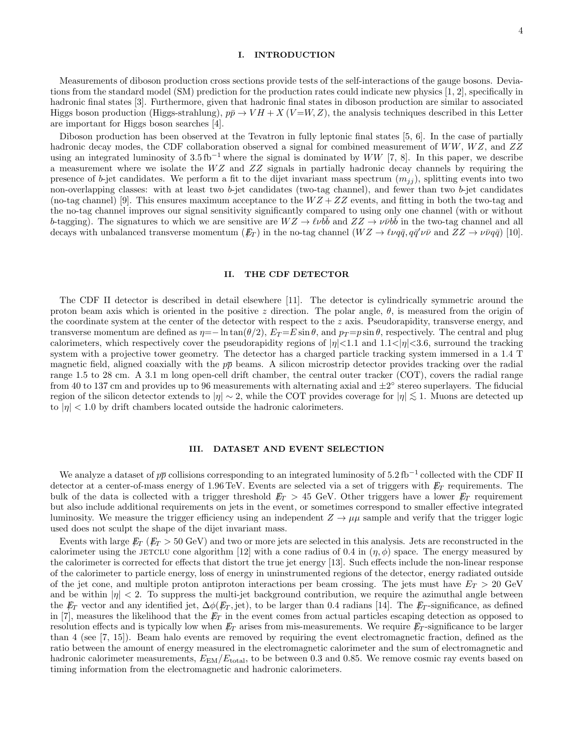## I. INTRODUCTION

Measurements of diboson production cross sections provide tests of the self-interactions of the gauge bosons. Deviations from the standard model (SM) prediction for the production rates could indicate new physics [1, 2], specifically in hadronic final states [3]. Furthermore, given that hadronic final states in diboson production are similar to associated Higgs boson production (Higgs-strahlung), $p\bar{p} \rightarrow VH + X$ ($V$=$W, Z$), the analysis techniques described in this Letter are important for Higgs boson searches [4].

Diboson production has been observed at the Tevatron in fully leptonic final states [5, 6]. In the case of partially hadronic decay modes, the CDF collaboration observed a signal for combined measurement of $WW$, $WZ$, and $ZZ$ using an integrated luminosity of $3.5\,\text{fb}^{-1}$ where the signal is dominated by $WW$ [7, 8]. In this paper, we describe a measurement where we isolate the $WZ$ and $ZZ$ signals in partially hadronic decay channels by requiring the presence of $b$-jet candidates. We perform a fit to the dijet invariant mass spectrum ($m_{jj}$), splitting events into two non-overlapping classes: with at least two $b$-jet candidates (two-tag channel), and fewer than two $b$-jet candidates (no-tag channel) [9]. This ensures maximum acceptance to the $WZ + ZZ$ events, and fitting in both the two-tag and the no-tag channel improves our signal sensitivity significantly compared to using only one channel (with or without $b$-tagging). The signatures to which we are sensitive are $WZ \rightarrow \ell\nu b\bar{b}$ and $ZZ \rightarrow \nu\bar{\nu}b\bar{b}$ in the two-tag channel and all decays with unbalanced transverse momentum ($\not\!\!E_T$) in the no-tag channel ($WZ \rightarrow \ell\nu q\bar{q}, q\bar{q}'\nu\bar{\nu}$ and $ZZ \rightarrow \nu\bar{\nu}q\bar{q}$) [10].

## II. THE CDF DETECTOR

The CDF II detector is described in detail elsewhere [11]. The detector is cylindrically symmetric around the proton beam axis which is oriented in the positive $z$ direction. The polar angle, $\theta$, is measured from the origin of the coordinate system at the center of the detector with respect to the $z$ axis. Pseudorapidity, transverse energy, and transverse momentum are defined as $\eta$=$-\ln\tan(\theta/2)$, $E_T$=$E\sin\theta$, and $p_T$=$p\sin\theta$, respectively. The central and plug calorimeters, which respectively cover the pseudorapidity regions of $|\eta|$<1.1 and 1.1<$|\eta|$<3.6, surround the tracking system with a projective tower geometry. The detector has a charged particle tracking system immersed in a 1.4 T magnetic field, aligned coaxially with the $p\bar{p}$ beams. A silicon microstrip detector provides tracking over the radial range 1.5 to 28 cm. A 3.1 m long open-cell drift chamber, the central outer tracker (COT), covers the radial range from 40 to 137 cm and provides up to 96 measurements with alternating axial and $\pm 2^\circ$ stereo superlayers. The fiducial region of the silicon detector extends to $|\eta| \sim 2$, while the COT provides coverage for $|\eta| \lesssim 1$. Muons are detected up to $|\eta| < 1.0$ by drift chambers located outside the hadronic calorimeters.

## III. DATASET AND EVENT SELECTION

We analyze a dataset of $p\bar{p}$ collisions corresponding to an integrated luminosity of $5.2\,\text{fb}^{-1}$ collected with the CDF II detector at a center-of-mass energy of 1.96 TeV. Events are selected via a set of triggers with $\not\!\!E_T$ requirements. The bulk of the data is collected with a trigger threshold $\not\!\!E_T > 45$ GeV. Other triggers have a lower $\not\!\!E_T$ requirement but also include additional requirements on jets in the event, or sometimes correspond to smaller effective integrated luminosity. We measure the trigger efficiency using an independent $Z \rightarrow \mu\mu$ sample and verify that the trigger logic used does not sculpt the shape of the dijet invariant mass.

Events with large $\not\!\!E_T$ ($\not\!\!E_T > 50$ GeV) and two or more jets are selected in this analysis. Jets are reconstructed in the calorimeter using the JETCLU cone algorithm [12] with a cone radius of 0.4 in $(\eta, \phi)$ space. The energy measured by the calorimeter is corrected for effects that distort the true jet energy [13]. Such effects include the non-linear response of the calorimeter to particle energy, loss of energy in uninstrumented regions of the detector, energy radiated outside of the jet cone, and multiple proton antiproton interactions per beam crossing. The jets must have $E_T > 20$ GeV and be within $|\eta| < 2$. To suppress the multi-jet background contribution, we require the azimuthal angle between the $\not\!\!E_T$ vector and any identified jet, $\Delta\phi(\not\!\!E_T, \text{jet})$, to be larger than 0.4 radians [14]. The $\not\!\!E_T$-significance, as defined in [7], measures the likelihood that the $\not\!\!E_T$ in the event comes from actual particles escaping detection as opposed to resolution effects and is typically low when $\not\!\!E_T$ arises from mis-measurements. We require $\not\!\!E_T$-significance to be larger than 4 (see [7, 15]). Beam halo events are removed by requiring the event electromagnetic fraction, defined as the ratio between the amount of energy measured in the electromagnetic calorimeter and the sum of electromagnetic and hadronic calorimeter measurements, $E_{\text{EM}}/E_{\text{total}}$, to be between 0.3 and 0.85. We remove cosmic ray events based on timing information from the electromagnetic and hadronic calorimeters.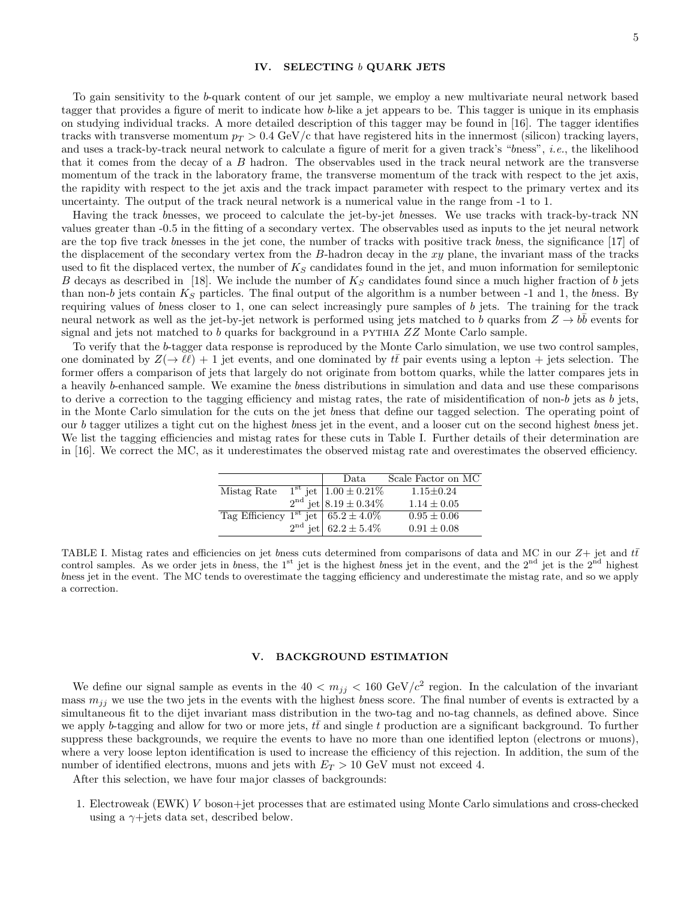## IV. SELECTING $b$ QUARK JETS

To gain sensitivity to the $b$-quark content of our jet sample, we employ a new multivariate neural network based tagger that provides a figure of merit to indicate how $b$-like a jet appears to be. This tagger is unique in its emphasis on studying individual tracks. A more detailed description of this tagger may be found in [16]. The tagger identifies tracks with transverse momentum $p_T > 0.4$ GeV/c that have registered hits in the innermost (silicon) tracking layers, and uses a track-by-track neural network to calculate a figure of merit for a given track's "$b$ness", *i.e.*, the likelihood that it comes from the decay of a $B$ hadron. The observables used in the track neural network are the transverse momentum of the track in the laboratory frame, the transverse momentum of the track with respect to the jet axis, the rapidity with respect to the jet axis and the track impact parameter with respect to the primary vertex and its uncertainty. The output of the track neural network is a numerical value in the range from -1 to 1.

Having the track $b$nesses, we proceed to calculate the jet-by-jet $b$nesses. We use tracks with track-by-track NN values greater than -0.5 in the fitting of a secondary vertex. The observables used as inputs to the jet neural network are the top five track $b$nesses in the jet cone, the number of tracks with positive track $b$ness, the significance [17] of the displacement of the secondary vertex from the $B$-hadron decay in the $xy$ plane, the invariant mass of the tracks used to fit the displaced vertex, the number of $K_S$ candidates found in the jet, and muon information for semileptonic $B$ decays as described in [18]. We include the number of $K_S$ candidates found since a much higher fraction of $b$ jets than non-$b$ jets contain $K_S$ particles. The final output of the algorithm is a number between -1 and 1, the $b$ness. By requiring values of $b$ness closer to 1, one can select increasingly pure samples of $b$ jets. The training for the track neural network as well as the jet-by-jet network is performed using jets matched to $b$ quarks from $Z \to b\bar{b}$ events for signal and jets not matched to $b$ quarks for background in a PYTHIA $ZZ$ Monte Carlo sample.

To verify that the $b$-tagger data response is reproduced by the Monte Carlo simulation, we use two control samples, one dominated by $Z(\to \ell\ell) + 1$ jet events, and one dominated by $t\bar{t}$ pair events using a lepton + jets selection. The former offers a comparison of jets that largely do not originate from bottom quarks, while the latter compares jets in a heavily $b$-enhanced sample. We examine the $b$ness distributions in simulation and data and use these comparisons to derive a correction to the tagging efficiency and mistag rates, the rate of misidentification of non-$b$ jets as $b$ jets, in the Monte Carlo simulation for the cuts on the jet $b$ness that define our tagged selection. The operating point of our $b$ tagger utilizes a tight cut on the highest $b$ness jet in the event, and a looser cut on the second highest $b$ness jet. We list the tagging efficiencies and mistag rates for these cuts in Table I. Further details of their determination are in [16]. We correct the MC, as it underestimates the observed mistag rate and overestimates the observed efficiency.

| | | Data | Scale Factor on MC |
|---|---|---|---|
| Mistag Rate | $1^{\text{st}}$ jet | $1.00 \pm 0.21\%$ | $1.15 \pm 0.24$ |
| | $2^{\text{nd}}$ jet | $8.19 \pm 0.34\%$ | $1.14 \pm 0.05$ |
| Tag Efficiency | $1^{\text{st}}$ jet | $65.2 \pm 4.0\%$ | $0.95 \pm 0.06$ |
| | $2^{\text{nd}}$ jet | $62.2 \pm 5.4\%$ | $0.91 \pm 0.08$ |

TABLE I. Mistag rates and efficiencies on jet $b$ness cuts determined from comparisons of data and MC in our $Z+$ jet and $t\bar{t}$ control samples. As we order jets in $b$ness, the $1^{\text{st}}$ jet is the highest $b$ness jet in the event, and the $2^{\text{nd}}$ jet is the $2^{\text{nd}}$ highest $b$ness jet in the event. The MC tends to overestimate the tagging efficiency and underestimate the mistag rate, and so we apply a correction.

## V. BACKGROUND ESTIMATION

We define our signal sample as events in the $40 < m_{jj} < 160$ GeV/$c^2$ region. In the calculation of the invariant mass $m_{jj}$ we use the two jets in the events with the highest $b$ness score. The final number of events is extracted by a simultaneous fit to the dijet invariant mass distribution in the two-tag and no-tag channels, as defined above. Since we apply $b$-tagging and allow for two or more jets, $t\bar{t}$ and single $t$ production are a significant background. To further suppress these backgrounds, we require the events to have no more than one identified lepton (electrons or muons), where a very loose lepton identification is used to increase the efficiency of this rejection. In addition, the sum of the number of identified electrons, muons and jets with $E_T > 10$ GeV must not exceed 4.

After this selection, we have four major classes of backgrounds:

1. Electroweak (EWK) $V$ boson+jet processes that are estimated using Monte Carlo simulations and cross-checked using a $\gamma$+jets data set, described below.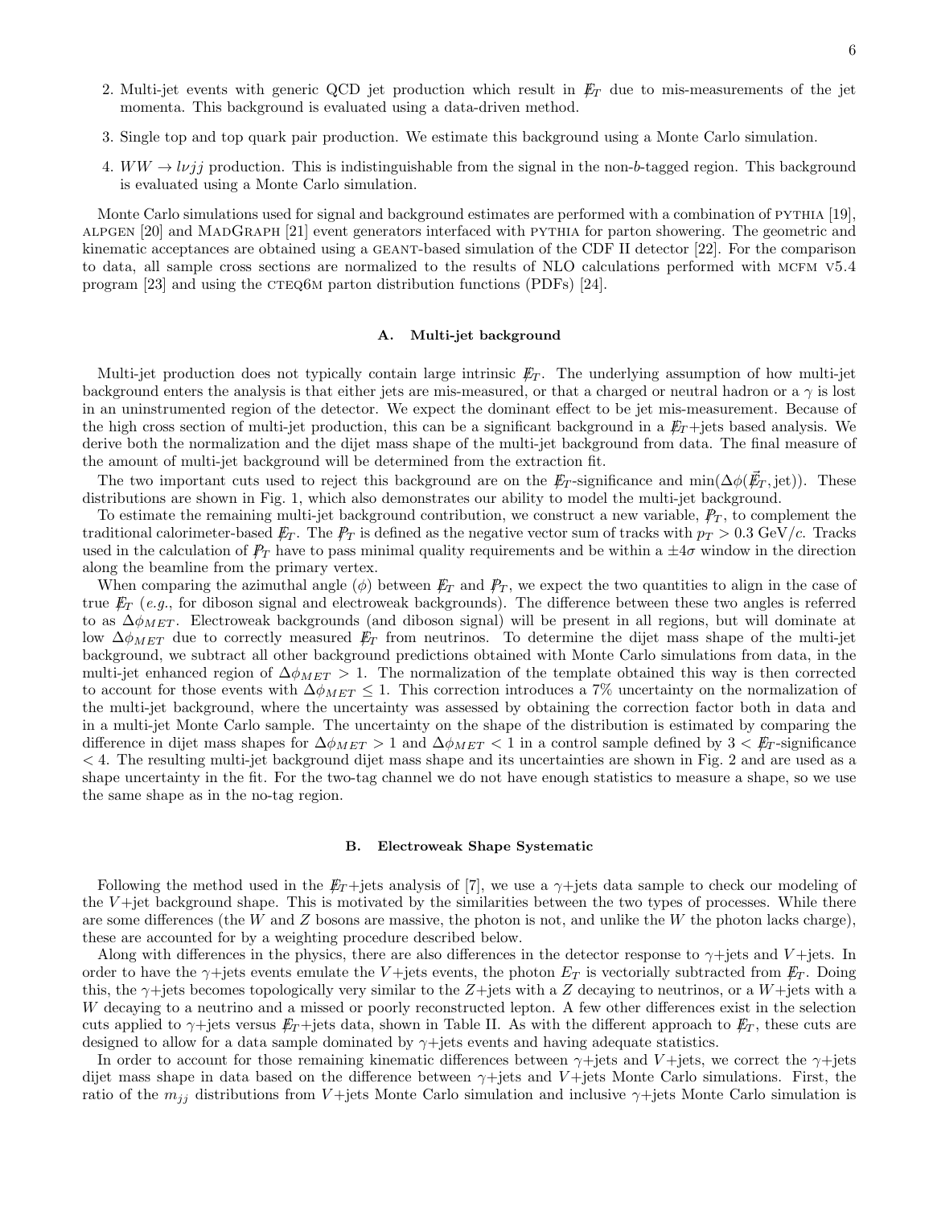2. Multi-jet events with generic QCD jet production which result in $\not\!\!E_T$ due to mis-measurements of the jet momenta. This background is evaluated using a data-driven method.

3. Single top and top quark pair production. We estimate this background using a Monte Carlo simulation.

4. $WW \to l\nu jj$ production. This is indistinguishable from the signal in the non-$b$-tagged region. This background is evaluated using a Monte Carlo simulation.

Monte Carlo simulations used for signal and background estimates are performed with a combination of PYTHIA [19], ALPGEN [20] and MADGRAPH [21] event generators interfaced with PYTHIA for parton showering. The geometric and kinematic acceptances are obtained using a GEANT-based simulation of the CDF II detector [22]. For the comparison to data, all sample cross sections are normalized to the results of NLO calculations performed with MCFM V5.4 program [23] and using the CTEQ6M parton distribution functions (PDFs) [24].

### A. Multi-jet background

Multi-jet production does not typically contain large intrinsic $\not\!\!E_T$. The underlying assumption of how multi-jet background enters the analysis is that either jets are mis-measured, or that a charged or neutral hadron or a $\gamma$ is lost in an uninstrumented region of the detector. We expect the dominant effect to be jet mis-measurement. Because of the high cross section of multi-jet production, this can be a significant background in a $\not\!\!E_T$+jets based analysis. We derive both the normalization and the dijet mass shape of the multi-jet background from data. The final measure of the amount of multi-jet background will be determined from the extraction fit.

The two important cuts used to reject this background are on the $\not\!\!E_T$-significance and $\min(\Delta\phi(\vec{\not\!\!E}_T, \text{jet}))$. These distributions are shown in Fig. 1, which also demonstrates our ability to model the multi-jet background.

To estimate the remaining multi-jet background contribution, we construct a new variable, $\not\!\!P_T$, to complement the traditional calorimeter-based $\not\!\!E_T$. The $\not\!\!P_T$ is defined as the negative vector sum of tracks with $p_T > 0.3$ GeV/$c$. Tracks used in the calculation of $\not\!\!P_T$ have to pass minimal quality requirements and be within a $\pm 4\sigma$ window in the direction along the beamline from the primary vertex.

When comparing the azimuthal angle ($\phi$) between $\not\!\!E_T$ and $\not\!\!P_T$, we expect the two quantities to align in the case of true $\not\!\!E_T$ (*e.g.*, for diboson signal and electroweak backgrounds). The difference between these two angles is referred to as $\Delta\phi_{MET}$. Electroweak backgrounds (and diboson signal) will be present in all regions, but will dominate at low $\Delta\phi_{MET}$ due to correctly measured $\not\!\!E_T$ from neutrinos. To determine the dijet mass shape of the multi-jet background, we subtract all other background predictions obtained with Monte Carlo simulations from data, in the multi-jet enhanced region of $\Delta\phi_{MET} > 1$. The normalization of the template obtained this way is then corrected to account for those events with $\Delta\phi_{MET} \leq 1$. This correction introduces a 7% uncertainty on the normalization of the multi-jet background, where the uncertainty was assessed by obtaining the correction factor both in data and in a multi-jet Monte Carlo sample. The uncertainty on the shape of the distribution is estimated by comparing the difference in dijet mass shapes for $\Delta\phi_{MET} > 1$ and $\Delta\phi_{MET} < 1$ in a control sample defined by $3 <$ $\not\!\!E_T$-significance $< 4$. The resulting multi-jet background dijet mass shape and its uncertainties are shown in Fig. 2 and are used as a shape uncertainty in the fit. For the two-tag channel we do not have enough statistics to measure a shape, so we use the same shape as in the no-tag region.

### B. Electroweak Shape Systematic

Following the method used in the $\not\!\!E_T$+jets analysis of [7], we use a $\gamma$+jets data sample to check our modeling of the $V$+jet background shape. This is motivated by the similarities between the two types of processes. While there are some differences (the $W$ and $Z$ bosons are massive, the photon is not, and unlike the $W$ the photon lacks charge), these are accounted for by a weighting procedure described below.

Along with differences in the physics, there are also differences in the detector response to $\gamma$+jets and $V$+jets. In order to have the $\gamma$+jets events emulate the $V$+jets events, the photon $E_T$ is vectorially subtracted from $\not\!\!E_T$. Doing this, the $\gamma$+jets becomes topologically very similar to the $Z$+jets with a $Z$ decaying to neutrinos, or a $W$+jets with a $W$ decaying to a neutrino and a missed or poorly reconstructed lepton. A few other differences exist in the selection cuts applied to $\gamma$+jets versus $\not\!\!E_T$+jets data, shown in Table II. As with the different approach to $\not\!\!E_T$, these cuts are designed to allow for a data sample dominated by $\gamma$+jets events and having adequate statistics.

In order to account for those remaining kinematic differences between $\gamma$+jets and $V$+jets, we correct the $\gamma$+jets dijet mass shape in data based on the difference between $\gamma$+jets and $V$+jets Monte Carlo simulations. First, the ratio of the $m_{jj}$ distributions from $V$+jets Monte Carlo simulation and inclusive $\gamma$+jets Monte Carlo simulation is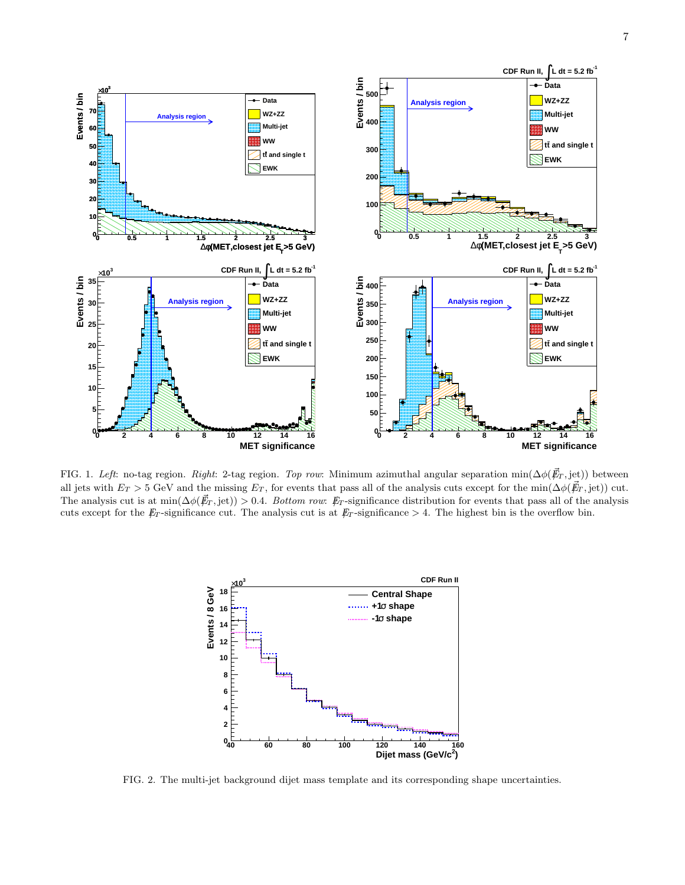FIG. 1. *Left*: no-tag region. *Right*: 2-tag region. *Top row*: Minimum azimuthal angular separation $\min(\Delta\phi(\vec{\not\!\!E}_T, \text{jet}))$ between all jets with $E_T > 5$ GeV and the missing $E_T$, for events that pass all of the analysis cuts except for the $\min(\Delta\phi(\vec{\not\!\!E}_T, \text{jet}))$ cut. The analysis cut is at $\min(\Delta\phi(\vec{\not\!\!E}_T, \text{jet})) > 0.4$. *Bottom row*: $\not\!\!E_T$-significance distribution for events that pass all of the analysis cuts except for the $\not\!\!E_T$-significance cut. The analysis cut is at $\not\!\!E_T$-significance $> 4$. The highest bin is the overflow bin.

FIG. 2. The multi-jet background dijet mass template and its corresponding shape uncertainties.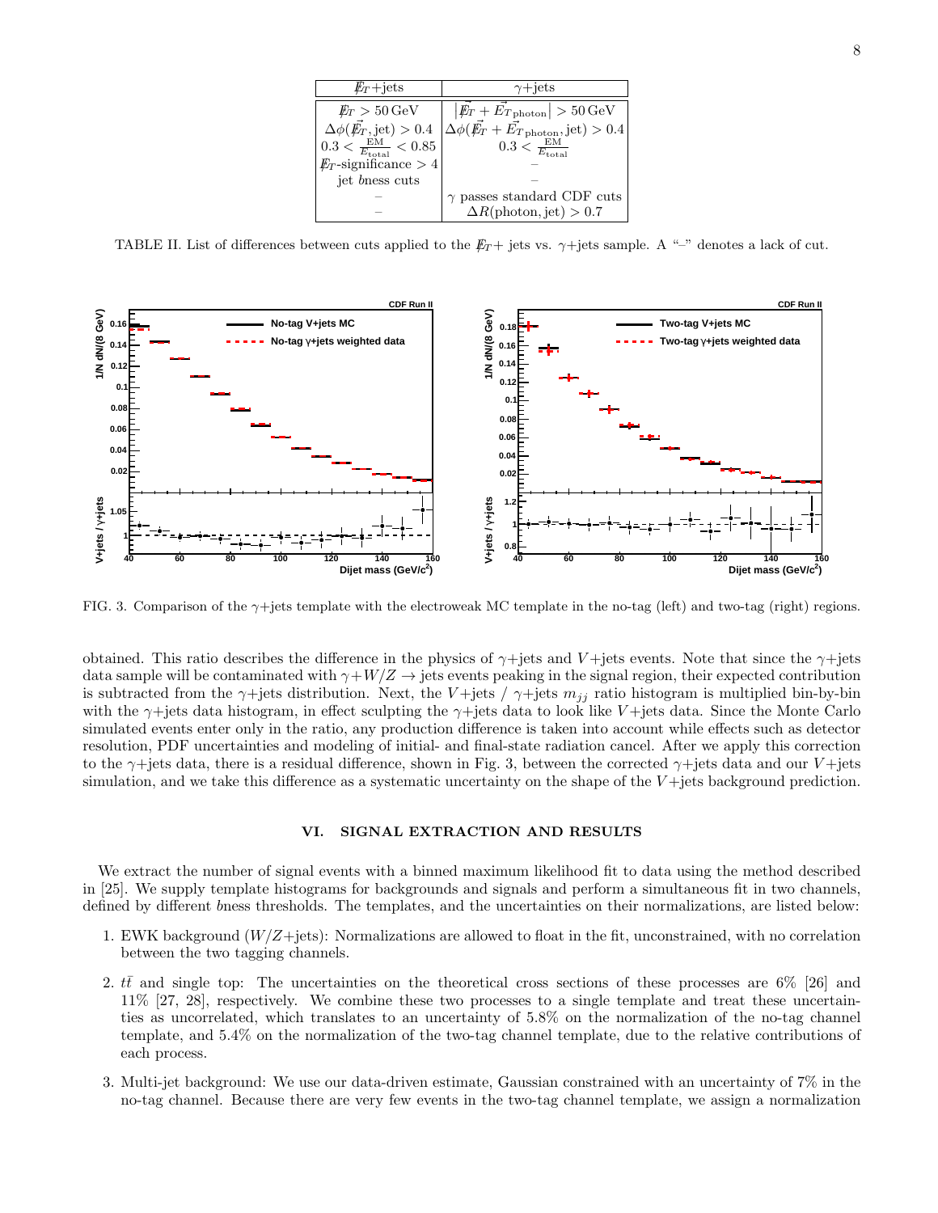| $\not\!\!E_T$+jets | $\gamma$+jets |
|---|---|
| $\not\!\!E_T > 50\,\mathrm{GeV}$ | $\left\lvert \vec{\not\!\!E}_T + \vec{E}_{T\,\mathrm{photon}} \right\rvert > 50\,\mathrm{GeV}$ |
| $\Delta\phi(\vec{\not\!\!E}_T, \mathrm{jet}) > 0.4$ | $\Delta\phi(\vec{\not\!\!E}_T + \vec{E}_{T\,\mathrm{photon}}, \mathrm{jet}) > 0.4$ |
| $0.3 < \frac{\mathrm{EM}}{E_{\mathrm{total}}} < 0.85$ | $0.3 < \frac{\mathrm{EM}}{E_{\mathrm{total}}}$ |
| $\not\!\!E_T$-significance $> 4$ | – |
| jet *b*ness cuts | – |
| – | $\gamma$ passes standard CDF cuts |
| – | $\Delta R(\mathrm{photon}, \mathrm{jet}) > 0.7$ |

TABLE II. List of differences between cuts applied to the $\not\!\!E_T$+ jets vs. $\gamma$+jets sample. A "–" denotes a lack of cut.

FIG. 3. Comparison of the $\gamma$+jets template with the electroweak MC template in the no-tag (left) and two-tag (right) regions.

obtained. This ratio describes the difference in the physics of $\gamma$+jets and $V$+jets events. Note that since the $\gamma$+jets data sample will be contaminated with $\gamma + W/Z \rightarrow$ jets events peaking in the signal region, their expected contribution is subtracted from the $\gamma$+jets distribution. Next, the $V$+jets / $\gamma$+jets $m_{jj}$ ratio histogram is multiplied bin-by-bin with the $\gamma$+jets data histogram, in effect sculpting the $\gamma$+jets data to look like $V$+jets data. Since the Monte Carlo simulated events enter only in the ratio, any production difference is taken into account while effects such as detector resolution, PDF uncertainties and modeling of initial- and final-state radiation cancel. After we apply this correction to the $\gamma$+jets data, there is a residual difference, shown in Fig. 3, between the corrected $\gamma$+jets data and our $V$+jets simulation, and we take this difference as a systematic uncertainty on the shape of the $V$+jets background prediction.

## VI. SIGNAL EXTRACTION AND RESULTS

We extract the number of signal events with a binned maximum likelihood fit to data using the method described in [25]. We supply template histograms for backgrounds and signals and perform a simultaneous fit in two channels, defined by different *b*ness thresholds. The templates, and the uncertainties on their normalizations, are listed below:

1. EWK background ($W/Z$+jets): Normalizations are allowed to float in the fit, unconstrained, with no correlation between the two tagging channels.

2. $t\bar{t}$ and single top: The uncertainties on the theoretical cross sections of these processes are 6% [26] and 11% [27, 28], respectively. We combine these two processes to a single template and treat these uncertainties as uncorrelated, which translates to an uncertainty of 5.8% on the normalization of the no-tag channel template, and 5.4% on the normalization of the two-tag channel template, due to the relative contributions of each process.

3. Multi-jet background: We use our data-driven estimate, Gaussian constrained with an uncertainty of 7% in the no-tag channel. Because there are very few events in the two-tag channel template, we assign a normalization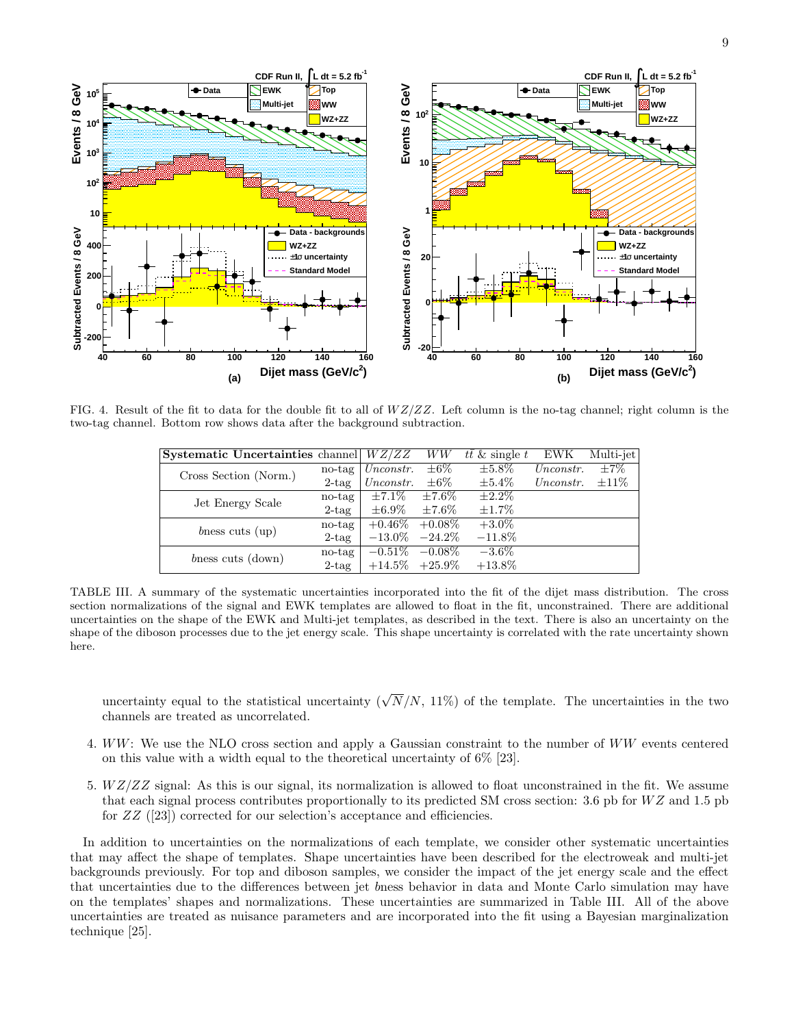FIG. 4. Result of the fit to data for the double fit to all of $WZ/ZZ$. Left column is the no-tag channel; right column is the two-tag channel. Bottom row shows data after the background subtraction.

| Systematic Uncertainties | channel | $WZ/ZZ$ | $WW$ | $t\bar{t}$ & single $t$ | EWK | Multi-jet |
|---|---|---|---|---|---|---|
| Cross Section (Norm.) | no-tag | *Unconstr.* | $\pm 6\%$ | $\pm 5.8\%$ | *Unconstr.* | $\pm 7\%$ |
| | 2-tag | *Unconstr.* | $\pm 6\%$ | $\pm 5.4\%$ | *Unconstr.* | $\pm 11\%$ |
| Jet Energy Scale | no-tag | $\pm 7.1\%$ | $\pm 7.6\%$ | $\pm 2.2\%$ | | |
| | 2-tag | $\pm 6.9\%$ | $\pm 7.6\%$ | $\pm 1.7\%$ | | |
| $b$ness cuts (up) | no-tag | $+0.46\%$ | $+0.08\%$ | $+3.0\%$ | | |
| | 2-tag | $-13.0\%$ | $-24.2\%$ | $-11.8\%$ | | |
| $b$ness cuts (down) | no-tag | $-0.51\%$ | $-0.08\%$ | $-3.6\%$ | | |
| | 2-tag | $+14.5\%$ | $+25.9\%$ | $+13.8\%$ | | |

TABLE III. A summary of the systematic uncertainties incorporated into the fit of the dijet mass distribution. The cross section normalizations of the signal and EWK templates are allowed to float in the fit, unconstrained. There are additional uncertainties on the shape of the EWK and Multi-jet templates, as described in the text. There is also an uncertainty on the shape of the diboson processes due to the jet energy scale. This shape uncertainty is correlated with the rate uncertainty shown here.

uncertainty equal to the statistical uncertainty ($\sqrt{N}/N$, 11%) of the template. The uncertainties in the two channels are treated as uncorrelated.

4. $WW$: We use the NLO cross section and apply a Gaussian constraint to the number of $WW$ events centered on this value with a width equal to the theoretical uncertainty of 6% [23].

5. $WZ/ZZ$ signal: As this is our signal, its normalization is allowed to float unconstrained in the fit. We assume that each signal process contributes proportionally to its predicted SM cross section: 3.6 pb for $WZ$ and 1.5 pb for $ZZ$ ([23]) corrected for our selection's acceptance and efficiencies.

In addition to uncertainties on the normalizations of each template, we consider other systematic uncertainties that may affect the shape of templates. Shape uncertainties have been described for the electroweak and multi-jet backgrounds previously. For top and diboson samples, we consider the impact of the jet energy scale and the effect that uncertainties due to the differences between jet $b$ness behavior in data and Monte Carlo simulation may have on the templates' shapes and normalizations. These uncertainties are summarized in Table III. All of the above uncertainties are treated as nuisance parameters and are incorporated into the fit using a Bayesian marginalization technique [25].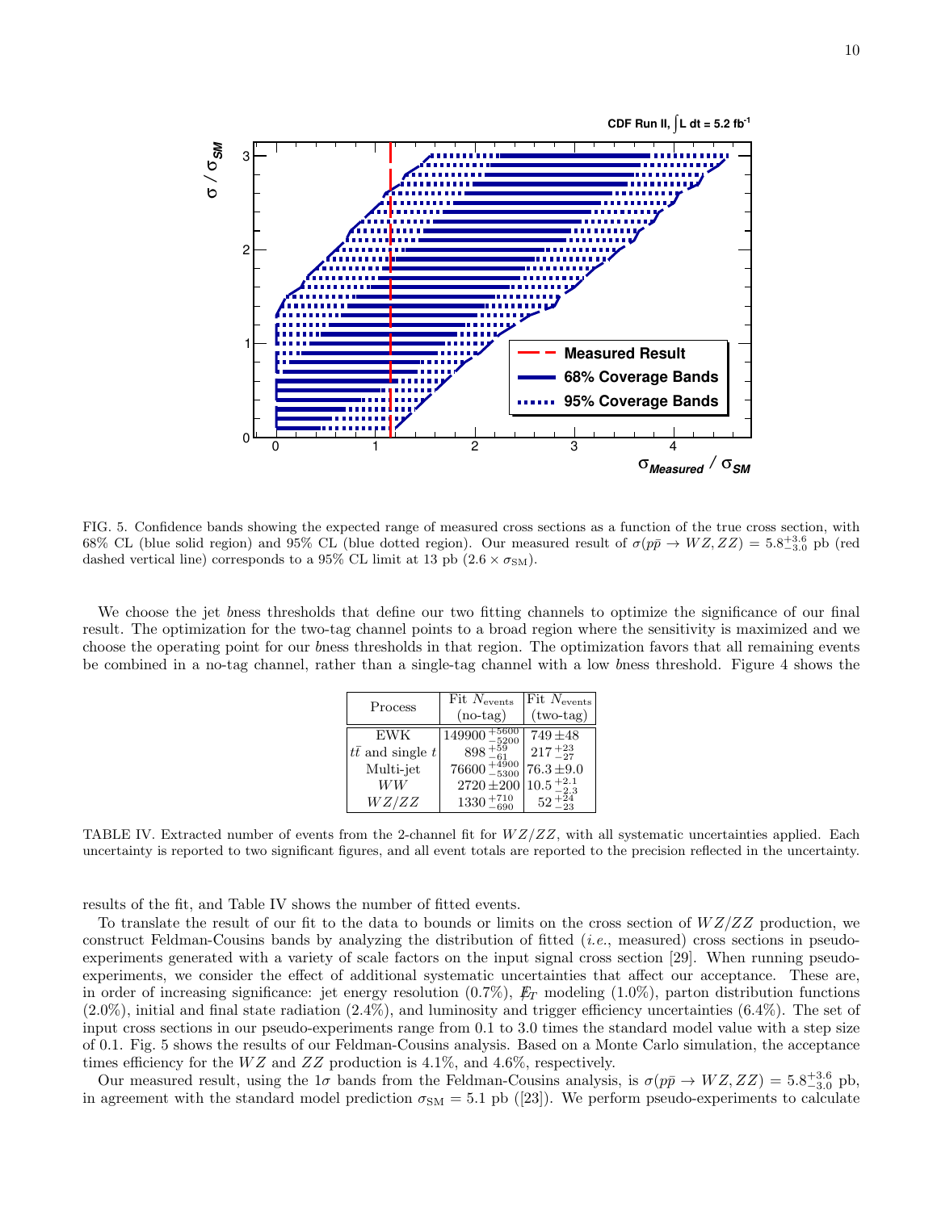FIG. 5. Confidence bands showing the expected range of measured cross sections as a function of the true cross section, with 68% CL (blue solid region) and 95% CL (blue dotted region). Our measured result of $\sigma(p\bar{p} \rightarrow WZ, ZZ) = 5.8^{+3.6}_{-3.0}$ pb (red dashed vertical line) corresponds to a 95% CL limit at 13 pb ($2.6 \times \sigma_{\rm SM}$).

We choose the jet *b*ness thresholds that define our two fitting channels to optimize the significance of our final result. The optimization for the two-tag channel points to a broad region where the sensitivity is maximized and we choose the operating point for our *b*ness thresholds in that region. The optimization favors that all remaining events be combined in a no-tag channel, rather than a single-tag channel with a low *b*ness threshold. Figure 4 shows the results of the fit, and Table IV shows the number of fitted events.

| Process | Fit $N_{\rm events}$ (no-tag) | Fit $N_{\rm events}$ (two-tag) |
| --- | --- | --- |
| EWK | $149900^{+5600}_{-5200}$ | $749 \pm 48$ |
| $t\bar{t}$ and single $t$ | $898^{+59}_{-61}$ | $217^{+23}_{-27}$ |
| Multi-jet | $76600^{+4900}_{-5300}$ | $76.3 \pm 9.0$ |
| $WW$ | $2720 \pm 200$ | $10.5^{+2.1}_{-2.3}$ |
| $WZ/ZZ$ | $1330^{+710}_{-690}$ | $52^{+24}_{-23}$ |

TABLE IV. Extracted number of events from the 2-channel fit for $WZ/ZZ$, with all systematic uncertainties applied. Each uncertainty is reported to two significant figures, and all event totals are reported to the precision reflected in the uncertainty.

To translate the result of our fit to the data to bounds or limits on the cross section of $WZ/ZZ$ production, we construct Feldman-Cousins bands by analyzing the distribution of fitted (*i.e.*, measured) cross sections in pseudo-experiments generated with a variety of scale factors on the input signal cross section [29]. When running pseudo-experiments, we consider the effect of additional systematic uncertainties that affect our acceptance. These are, in order of increasing significance: jet energy resolution (0.7%), $\not\!\!E_T$ modeling (1.0%), parton distribution functions (2.0%), initial and final state radiation (2.4%), and luminosity and trigger efficiency uncertainties (6.4%). The set of input cross sections in our pseudo-experiments range from 0.1 to 3.0 times the standard model value with a step size of 0.1. Fig. 5 shows the results of our Feldman-Cousins analysis. Based on a Monte Carlo simulation, the acceptance times efficiency for the $WZ$ and $ZZ$ production is 4.1%, and 4.6%, respectively.

Our measured result, using the $1\sigma$ bands from the Feldman-Cousins analysis, is $\sigma(p\bar{p} \rightarrow WZ, ZZ) = 5.8^{+3.6}_{-3.0}$ pb, in agreement with the standard model prediction $\sigma_{\rm SM} = 5.1$ pb ([23]). We perform pseudo-experiments to calculate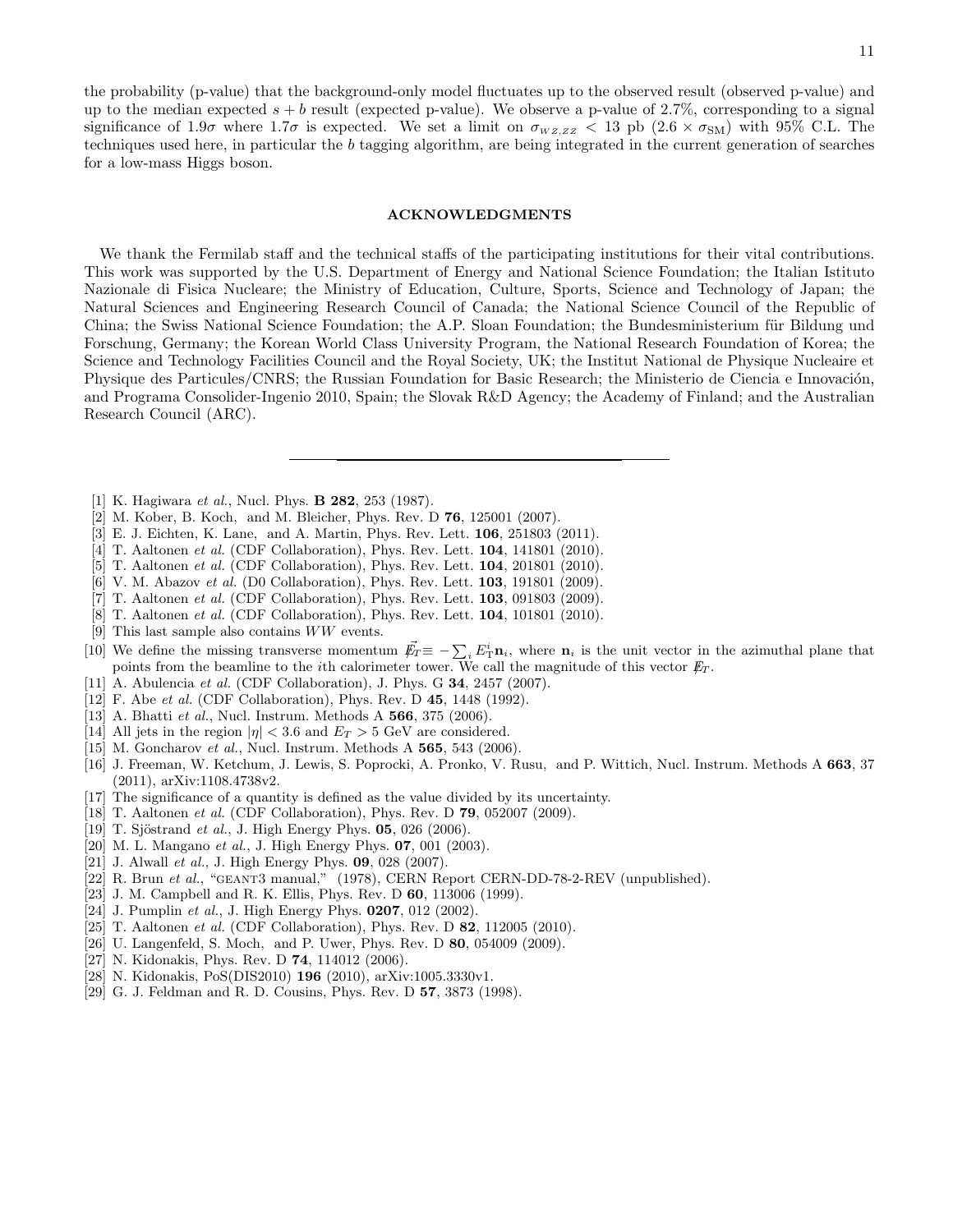the probability (p-value) that the background-only model fluctuates up to the observed result (observed p-value) and up to the median expected $s + b$ result (expected p-value). We observe a p-value of 2.7%, corresponding to a signal significance of $1.9\sigma$ where $1.7\sigma$ is expected. We set a limit on $\sigma_{WZ,ZZ} < 13$ pb ($2.6 \times \sigma_{\rm SM}$) with 95% C.L. The techniques used here, in particular the $b$ tagging algorithm, are being integrated in the current generation of searches for a low-mass Higgs boson.

## ACKNOWLEDGMENTS

We thank the Fermilab staff and the technical staffs of the participating institutions for their vital contributions. This work was supported by the U.S. Department of Energy and National Science Foundation; the Italian Istituto Nazionale di Fisica Nucleare; the Ministry of Education, Culture, Sports, Science and Technology of Japan; the Natural Sciences and Engineering Research Council of Canada; the National Science Council of the Republic of China; the Swiss National Science Foundation; the A.P. Sloan Foundation; the Bundesministerium für Bildung und Forschung, Germany; the Korean World Class University Program, the National Research Foundation of Korea; the Science and Technology Facilities Council and the Royal Society, UK; the Institut National de Physique Nucleaire et Physique des Particules/CNRS; the Russian Foundation for Basic Research; the Ministerio de Ciencia e Innovación, and Programa Consolider-Ingenio 2010, Spain; the Slovak R&D Agency; the Academy of Finland; and the Australian Research Council (ARC).

---

[1] K. Hagiwara *et al.*, Nucl. Phys. **B 282**, 253 (1987).

[2] M. Kober, B. Koch, and M. Bleicher, Phys. Rev. D **76**, 125001 (2007).

[3] E. J. Eichten, K. Lane, and A. Martin, Phys. Rev. Lett. **106**, 251803 (2011).

[4] T. Aaltonen *et al.* (CDF Collaboration), Phys. Rev. Lett. **104**, 141801 (2010).

[5] T. Aaltonen *et al.* (CDF Collaboration), Phys. Rev. Lett. **104**, 201801 (2010).

[6] V. M. Abazov *et al.* (D0 Collaboration), Phys. Rev. Lett. **103**, 191801 (2009).

[7] T. Aaltonen *et al.* (CDF Collaboration), Phys. Rev. Lett. **103**, 091803 (2009).

[8] T. Aaltonen *et al.* (CDF Collaboration), Phys. Rev. Lett. **104**, 101801 (2010).

[9] This last sample also contains $WW$ events.

[10] We define the missing transverse momentum $\vec{\not\!\!E}_T \equiv -\sum_i E_{\rm T}^i \mathbf{n}_i$, where $\mathbf{n}_i$ is the unit vector in the azimuthal plane that points from the beamline to the $i$th calorimeter tower. We call the magnitude of this vector $\not\!\!E_T$.

[11] A. Abulencia *et al.* (CDF Collaboration), J. Phys. G **34**, 2457 (2007).

[12] F. Abe *et al.* (CDF Collaboration), Phys. Rev. D **45**, 1448 (1992).

[13] A. Bhatti *et al.*, Nucl. Instrum. Methods A **566**, 375 (2006).

[14] All jets in the region $|\eta| < 3.6$ and $E_T > 5$ GeV are considered.

[15] M. Goncharov *et al.*, Nucl. Instrum. Methods A **565**, 543 (2006).

[16] J. Freeman, W. Ketchum, J. Lewis, S. Poprocki, A. Pronko, V. Rusu, and P. Wittich, Nucl. Instrum. Methods A **663**, 37 (2011), arXiv:1108.4738v2.

[17] The significance of a quantity is defined as the value divided by its uncertainty.

[18] T. Aaltonen *et al.* (CDF Collaboration), Phys. Rev. D **79**, 052007 (2009).

[19] T. Sjöstrand *et al.*, J. High Energy Phys. **05**, 026 (2006).

[20] M. L. Mangano *et al.*, J. High Energy Phys. **07**, 001 (2003).

[21] J. Alwall *et al.*, J. High Energy Phys. **09**, 028 (2007).

[22] R. Brun *et al.*, "GEANT3 manual," (1978), CERN Report CERN-DD-78-2-REV (unpublished).

[23] J. M. Campbell and R. K. Ellis, Phys. Rev. D **60**, 113006 (1999).

[24] J. Pumplin *et al.*, J. High Energy Phys. **0207**, 012 (2002).

[25] T. Aaltonen *et al.* (CDF Collaboration), Phys. Rev. D **82**, 112005 (2010).

[26] U. Langenfeld, S. Moch, and P. Uwer, Phys. Rev. D **80**, 054009 (2009).

[27] N. Kidonakis, Phys. Rev. D **74**, 114012 (2006).

[28] N. Kidonakis, PoS(DIS2010) **196** (2010), arXiv:1005.3330v1.

[29] G. J. Feldman and R. D. Cousins, Phys. Rev. D **57**, 3873 (1998).